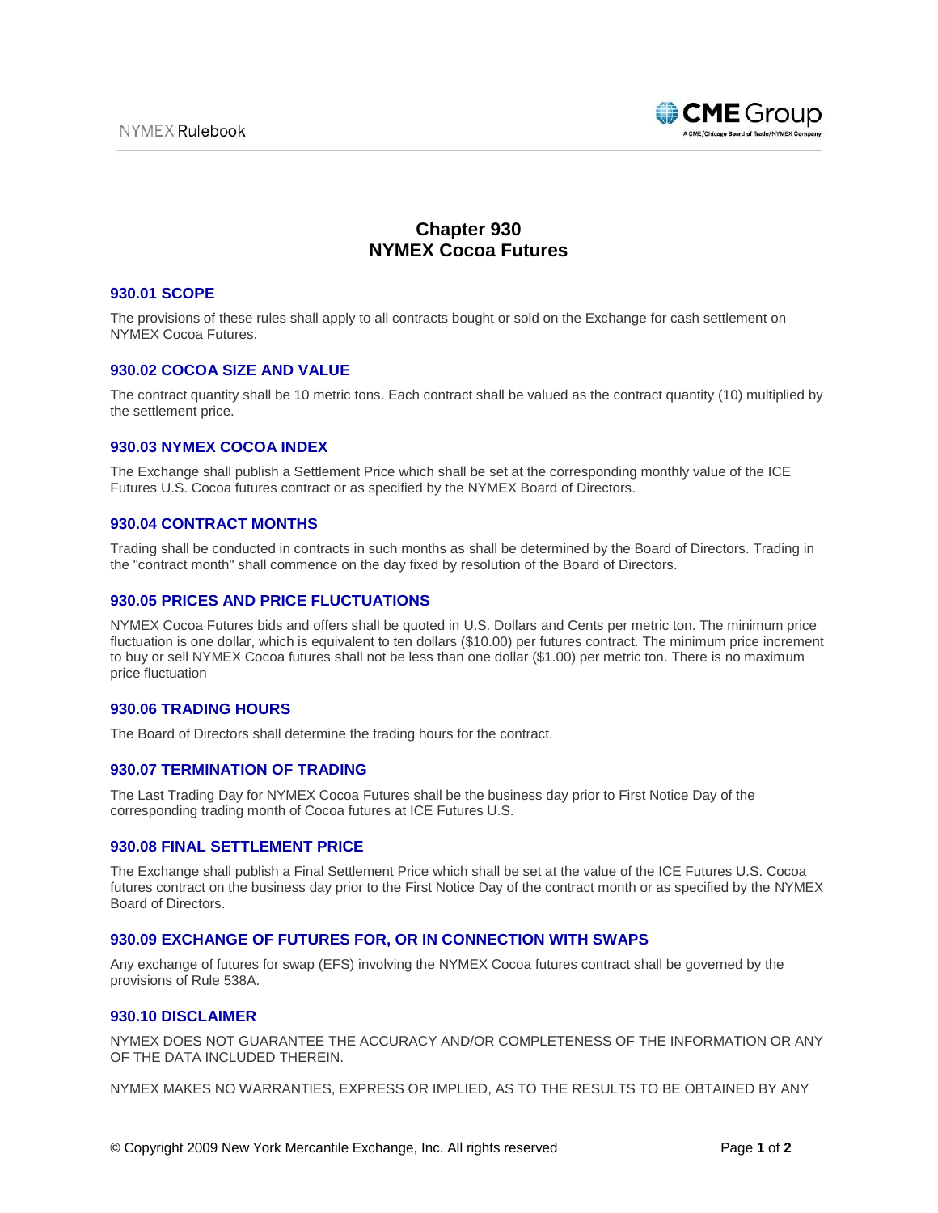# Chapter 930
# NYMEX Cocoa Futures

## 930.01 SCOPE

The provisions of these rules shall apply to all contracts bought or sold on the Exchange for cash settlement on NYMEX Cocoa Futures.

## 930.02 COCOA SIZE AND VALUE

The contract quantity shall be 10 metric tons. Each contract shall be valued as the contract quantity (10) multiplied by the settlement price.

## 930.03 NYMEX COCOA INDEX

The Exchange shall publish a Settlement Price which shall be set at the corresponding monthly value of the ICE Futures U.S. Cocoa futures contract or as specified by the NYMEX Board of Directors.

## 930.04 CONTRACT MONTHS

Trading shall be conducted in contracts in such months as shall be determined by the Board of Directors. Trading in the "contract month" shall commence on the day fixed by resolution of the Board of Directors.

## 930.05 PRICES AND PRICE FLUCTUATIONS

NYMEX Cocoa Futures bids and offers shall be quoted in U.S. Dollars and Cents per metric ton. The minimum price fluctuation is one dollar, which is equivalent to ten dollars ($10.00) per futures contract. The minimum price increment to buy or sell NYMEX Cocoa futures shall not be less than one dollar ($1.00) per metric ton. There is no maximum price fluctuation

## 930.06 TRADING HOURS

The Board of Directors shall determine the trading hours for the contract.

## 930.07 TERMINATION OF TRADING

The Last Trading Day for NYMEX Cocoa Futures shall be the business day prior to First Notice Day of the corresponding trading month of Cocoa futures at ICE Futures U.S.

## 930.08 FINAL SETTLEMENT PRICE

The Exchange shall publish a Final Settlement Price which shall be set at the value of the ICE Futures U.S. Cocoa futures contract on the business day prior to the First Notice Day of the contract month or as specified by the NYMEX Board of Directors.

## 930.09 EXCHANGE OF FUTURES FOR, OR IN CONNECTION WITH SWAPS

Any exchange of futures for swap (EFS) involving the NYMEX Cocoa futures contract shall be governed by the provisions of Rule 538A.

## 930.10 DISCLAIMER

NYMEX DOES NOT GUARANTEE THE ACCURACY AND/OR COMPLETENESS OF THE INFORMATION OR ANY OF THE DATA INCLUDED THEREIN.

NYMEX MAKES NO WARRANTIES, EXPRESS OR IMPLIED, AS TO THE RESULTS TO BE OBTAINED BY ANY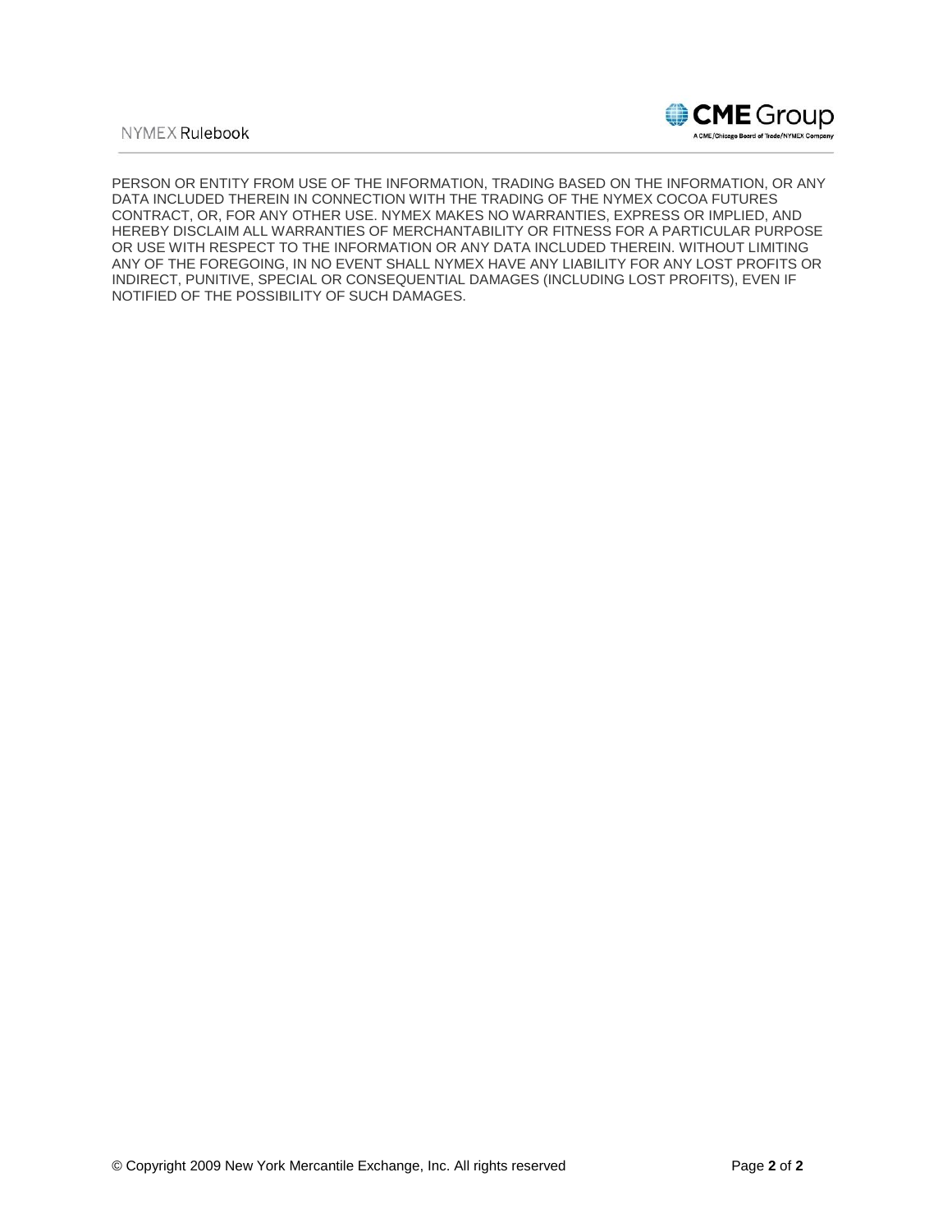PERSON OR ENTITY FROM USE OF THE INFORMATION, TRADING BASED ON THE INFORMATION, OR ANY DATA INCLUDED THEREIN IN CONNECTION WITH THE TRADING OF THE NYMEX COCOA FUTURES CONTRACT, OR, FOR ANY OTHER USE. NYMEX MAKES NO WARRANTIES, EXPRESS OR IMPLIED, AND HEREBY DISCLAIM ALL WARRANTIES OF MERCHANTABILITY OR FITNESS FOR A PARTICULAR PURPOSE OR USE WITH RESPECT TO THE INFORMATION OR ANY DATA INCLUDED THEREIN. WITHOUT LIMITING ANY OF THE FOREGOING, IN NO EVENT SHALL NYMEX HAVE ANY LIABILITY FOR ANY LOST PROFITS OR INDIRECT, PUNITIVE, SPECIAL OR CONSEQUENTIAL DAMAGES (INCLUDING LOST PROFITS), EVEN IF NOTIFIED OF THE POSSIBILITY OF SUCH DAMAGES.